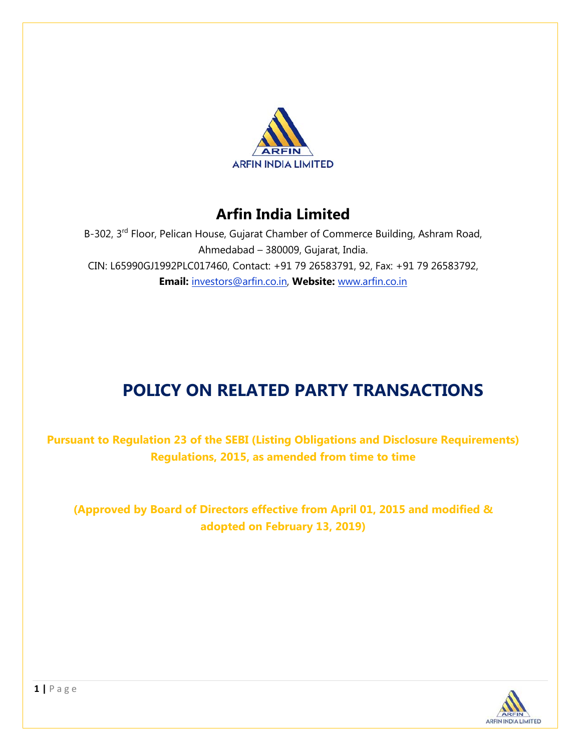ARFIN INDIA LIMITED

# Arfin India Limited

B-302, 3rd Floor, Pelican House, Gujarat Chamber of Commerce Building, Ashram Road, Ahmedabad – 380009, Gujarat, India.

CIN: L65990GJ1992PLC017460, Contact: +91 79 26583791, 92, Fax: +91 79 26583792,

**Email:** investors@arfin.co.in, **Website:** www.arfin.co.in

# POLICY ON RELATED PARTY TRANSACTIONS

**Pursuant to Regulation 23 of the SEBI (Listing Obligations and Disclosure Requirements) Regulations, 2015, as amended from time to time**

**(Approved by Board of Directors effective from April 01, 2015 and modified & adopted on February 13, 2019)**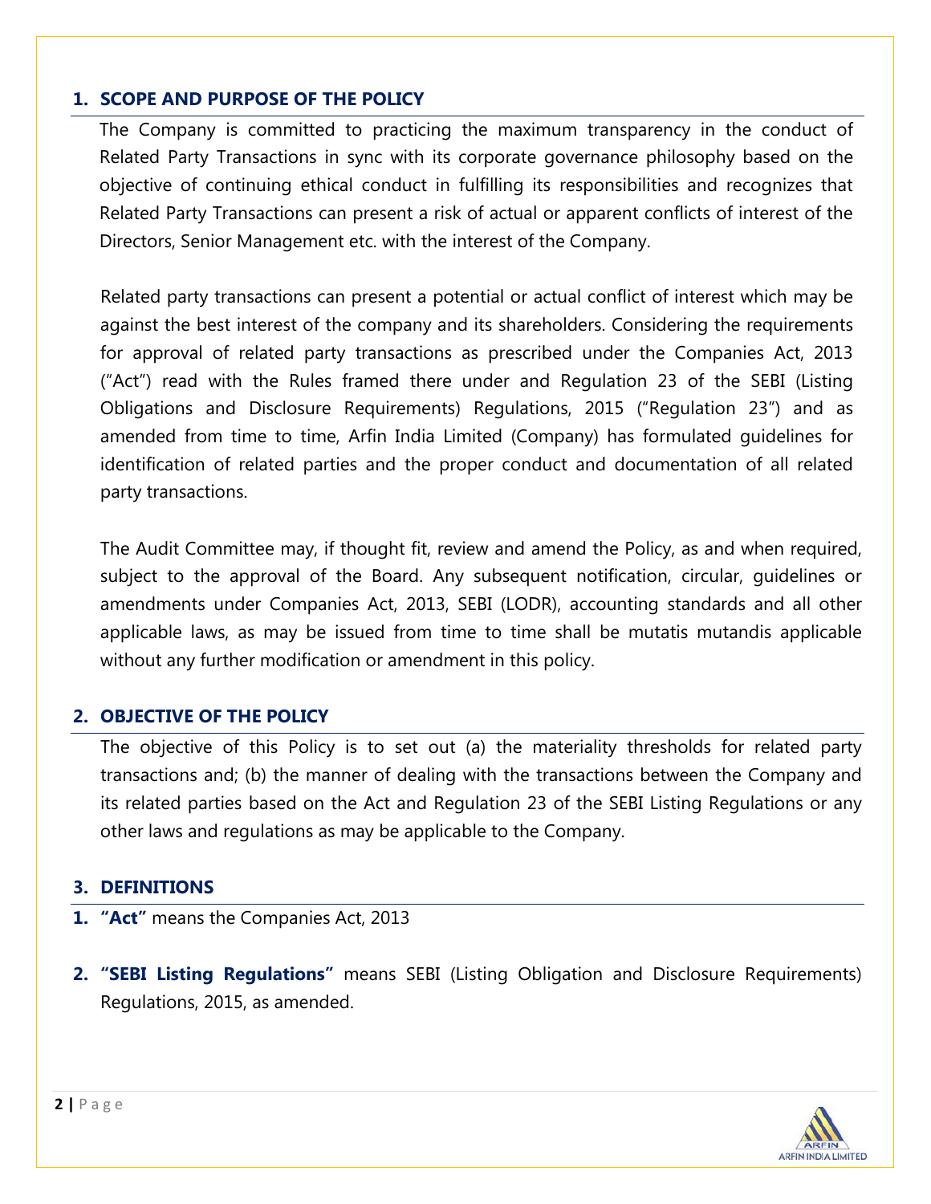## 1. SCOPE AND PURPOSE OF THE POLICY

The Company is committed to practicing the maximum transparency in the conduct of Related Party Transactions in sync with its corporate governance philosophy based on the objective of continuing ethical conduct in fulfilling its responsibilities and recognizes that Related Party Transactions can present a risk of actual or apparent conflicts of interest of the Directors, Senior Management etc. with the interest of the Company.

Related party transactions can present a potential or actual conflict of interest which may be against the best interest of the company and its shareholders. Considering the requirements for approval of related party transactions as prescribed under the Companies Act, 2013 ("Act") read with the Rules framed there under and Regulation 23 of the SEBI (Listing Obligations and Disclosure Requirements) Regulations, 2015 ("Regulation 23") and as amended from time to time, Arfin India Limited (Company) has formulated guidelines for identification of related parties and the proper conduct and documentation of all related party transactions.

The Audit Committee may, if thought fit, review and amend the Policy, as and when required, subject to the approval of the Board. Any subsequent notification, circular, guidelines or amendments under Companies Act, 2013, SEBI (LODR), accounting standards and all other applicable laws, as may be issued from time to time shall be mutatis mutandis applicable without any further modification or amendment in this policy.

## 2. OBJECTIVE OF THE POLICY

The objective of this Policy is to set out (a) the materiality thresholds for related party transactions and; (b) the manner of dealing with the transactions between the Company and its related parties based on the Act and Regulation 23 of the SEBI Listing Regulations or any other laws and regulations as may be applicable to the Company.

## 3. DEFINITIONS

1. **"Act"** means the Companies Act, 2013

2. **"SEBI Listing Regulations"** means SEBI (Listing Obligation and Disclosure Requirements) Regulations, 2015, as amended.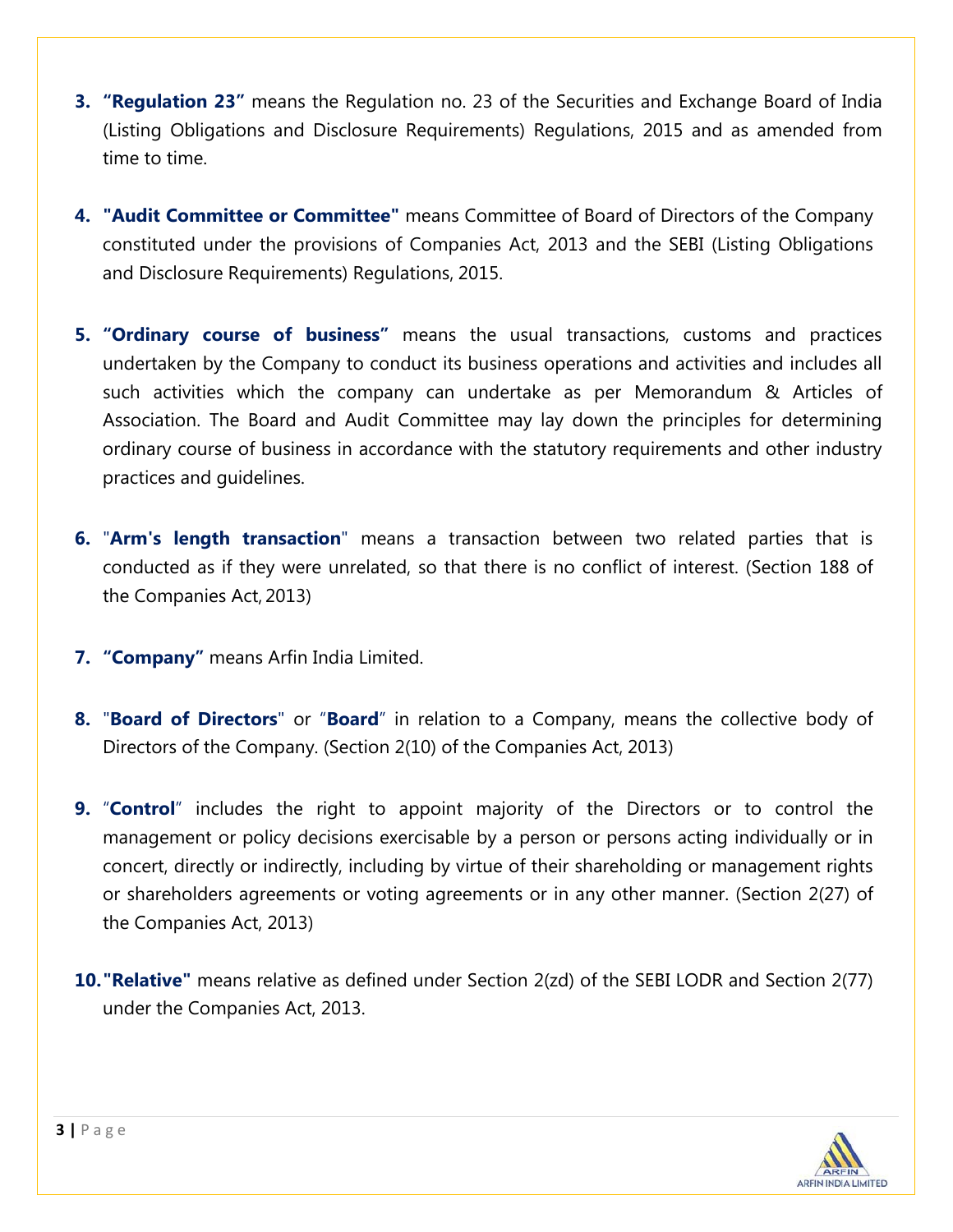3. **"Regulation 23"** means the Regulation no. 23 of the Securities and Exchange Board of India (Listing Obligations and Disclosure Requirements) Regulations, 2015 and as amended from time to time.

4. **"Audit Committee or Committee"** means Committee of Board of Directors of the Company constituted under the provisions of Companies Act, 2013 and the SEBI (Listing Obligations and Disclosure Requirements) Regulations, 2015.

5. **"Ordinary course of business"** means the usual transactions, customs and practices undertaken by the Company to conduct its business operations and activities and includes all such activities which the company can undertake as per Memorandum & Articles of Association. The Board and Audit Committee may lay down the principles for determining ordinary course of business in accordance with the statutory requirements and other industry practices and guidelines.

6. "**Arm's length transaction**" means a transaction between two related parties that is conducted as if they were unrelated, so that there is no conflict of interest. (Section 188 of the Companies Act, 2013)

7. **"Company"** means Arfin India Limited.

8. "**Board of Directors**" or "**Board**" in relation to a Company, means the collective body of Directors of the Company. (Section 2(10) of the Companies Act, 2013)

9. "**Control**" includes the right to appoint majority of the Directors or to control the management or policy decisions exercisable by a person or persons acting individually or in concert, directly or indirectly, including by virtue of their shareholding or management rights or shareholders agreements or voting agreements or in any other manner. (Section 2(27) of the Companies Act, 2013)

10. **"Relative"** means relative as defined under Section 2(zd) of the SEBI LODR and Section 2(77) under the Companies Act, 2013.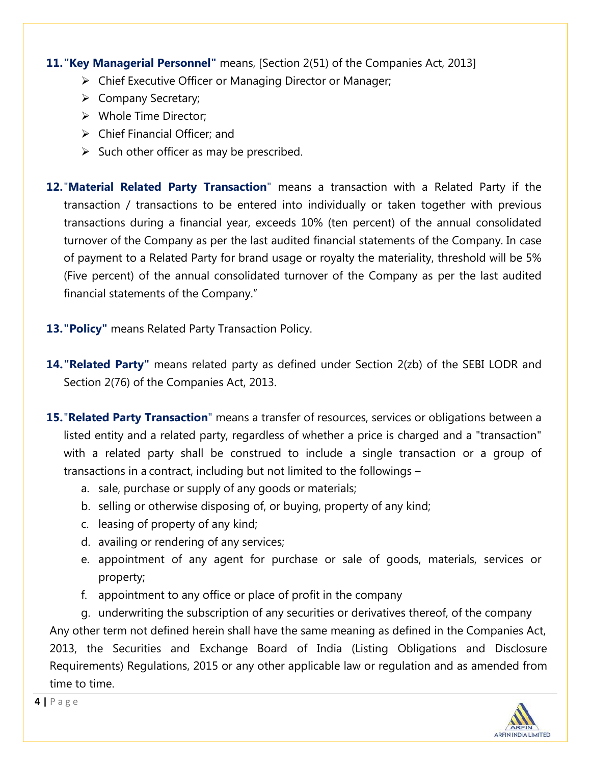11. **"Key Managerial Personnel"** means, [Section 2(51) of the Companies Act, 2013]
    - Chief Executive Officer or Managing Director or Manager;
    - Company Secretary;
    - Whole Time Director;
    - Chief Financial Officer; and
    - Such other officer as may be prescribed.

12. "**Material Related Party Transaction**" means a transaction with a Related Party if the transaction / transactions to be entered into individually or taken together with previous transactions during a financial year, exceeds 10% (ten percent) of the annual consolidated turnover of the Company as per the last audited financial statements of the Company. In case of payment to a Related Party for brand usage or royalty the materiality, threshold will be 5% (Five percent) of the annual consolidated turnover of the Company as per the last audited financial statements of the Company."

13. **"Policy"** means Related Party Transaction Policy.

14. **"Related Party"** means related party as defined under Section 2(zb) of the SEBI LODR and Section 2(76) of the Companies Act, 2013.

15. "**Related Party Transaction**" means a transfer of resources, services or obligations between a listed entity and a related party, regardless of whether a price is charged and a "transaction" with a related party shall be construed to include a single transaction or a group of transactions in a contract, including but not limited to the followings –
    a. sale, purchase or supply of any goods or materials;
    b. selling or otherwise disposing of, or buying, property of any kind;
    c. leasing of property of any kind;
    d. availing or rendering of any services;
    e. appointment of any agent for purchase or sale of goods, materials, services or property;
    f. appointment to any office or place of profit in the company
    g. underwriting the subscription of any securities or derivatives thereof, of the company

Any other term not defined herein shall have the same meaning as defined in the Companies Act, 2013, the Securities and Exchange Board of India (Listing Obligations and Disclosure Requirements) Regulations, 2015 or any other applicable law or regulation and as amended from time to time.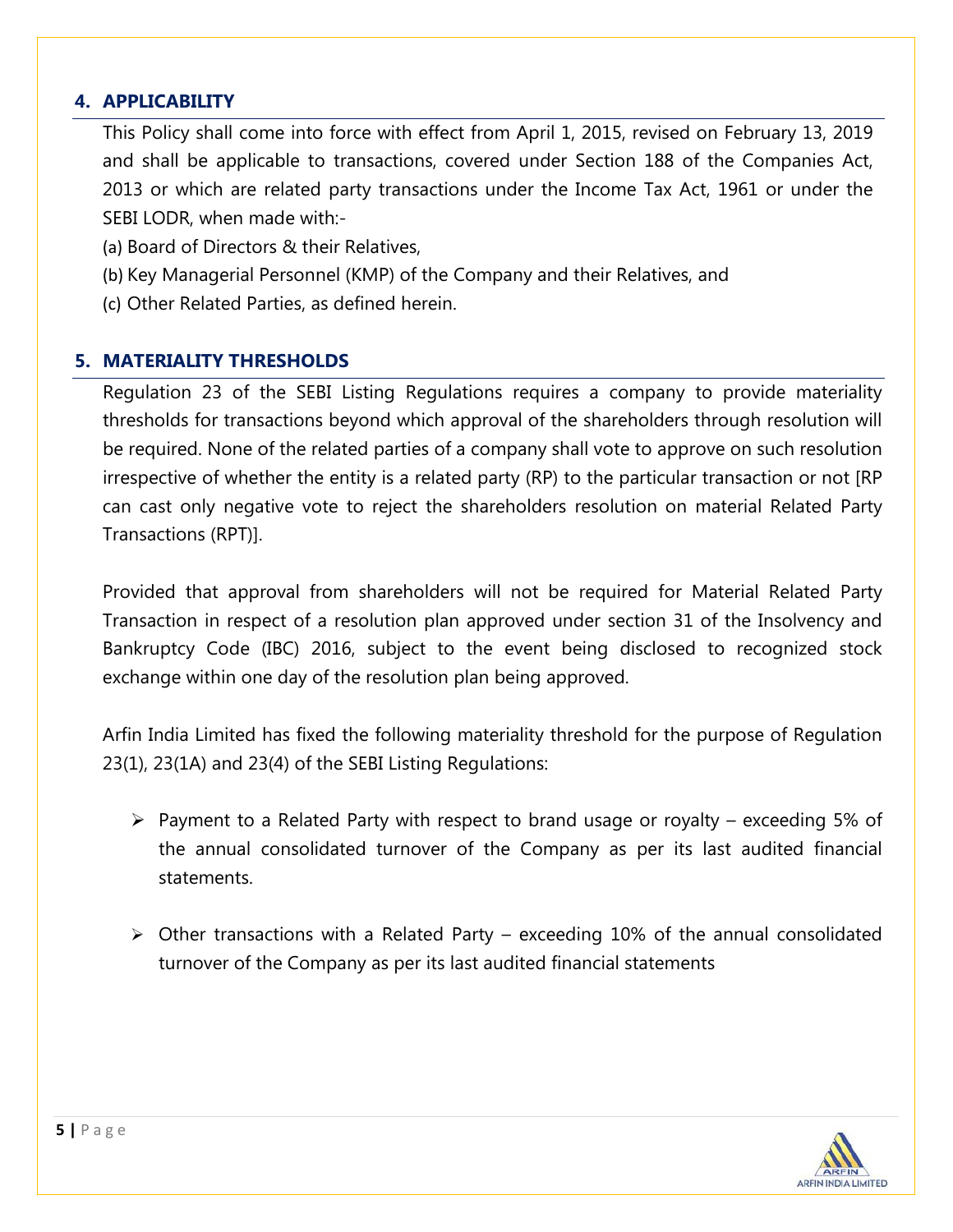## 4. APPLICABILITY

This Policy shall come into force with effect from April 1, 2015, revised on February 13, 2019 and shall be applicable to transactions, covered under Section 188 of the Companies Act, 2013 or which are related party transactions under the Income Tax Act, 1961 or under the SEBI LODR, when made with:-

(a) Board of Directors & their Relatives,

(b) Key Managerial Personnel (KMP) of the Company and their Relatives, and

(c) Other Related Parties, as defined herein.

## 5. MATERIALITY THRESHOLDS

Regulation 23 of the SEBI Listing Regulations requires a company to provide materiality thresholds for transactions beyond which approval of the shareholders through resolution will be required. None of the related parties of a company shall vote to approve on such resolution irrespective of whether the entity is a related party (RP) to the particular transaction or not [RP can cast only negative vote to reject the shareholders resolution on material Related Party Transactions (RPT)].

Provided that approval from shareholders will not be required for Material Related Party Transaction in respect of a resolution plan approved under section 31 of the Insolvency and Bankruptcy Code (IBC) 2016, subject to the event being disclosed to recognized stock exchange within one day of the resolution plan being approved.

Arfin India Limited has fixed the following materiality threshold for the purpose of Regulation 23(1), 23(1A) and 23(4) of the SEBI Listing Regulations:

- Payment to a Related Party with respect to brand usage or royalty – exceeding 5% of the annual consolidated turnover of the Company as per its last audited financial statements.

- Other transactions with a Related Party – exceeding 10% of the annual consolidated turnover of the Company as per its last audited financial statements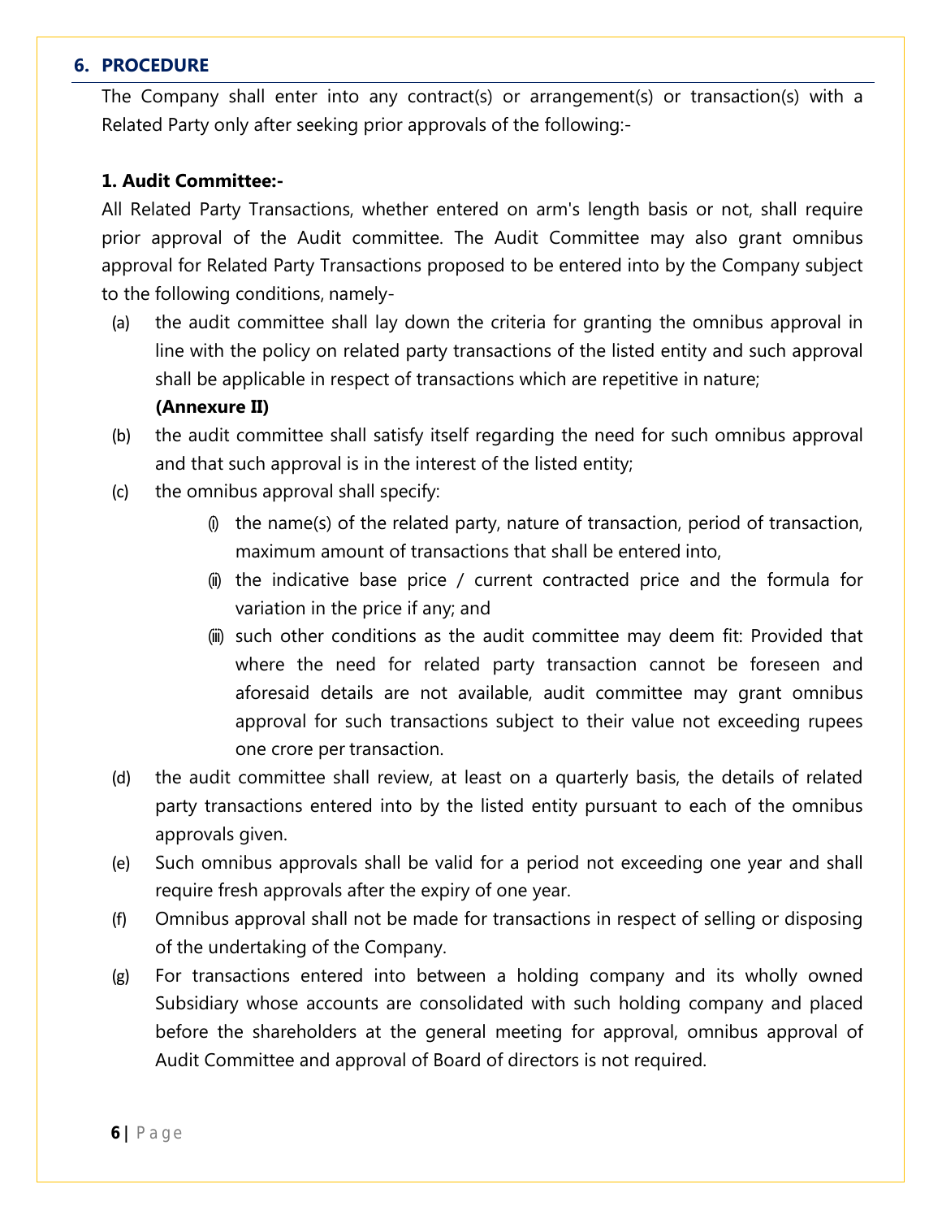## 6. PROCEDURE

The Company shall enter into any contract(s) or arrangement(s) or transaction(s) with a Related Party only after seeking prior approvals of the following:-

**1. Audit Committee:-**

All Related Party Transactions, whether entered on arm's length basis or not, shall require prior approval of the Audit committee. The Audit Committee may also grant omnibus approval for Related Party Transactions proposed to be entered into by the Company subject to the following conditions, namely-

(a) the audit committee shall lay down the criteria for granting the omnibus approval in line with the policy on related party transactions of the listed entity and such approval shall be applicable in respect of transactions which are repetitive in nature; **(Annexure II)**

(b) the audit committee shall satisfy itself regarding the need for such omnibus approval and that such approval is in the interest of the listed entity;

(c) the omnibus approval shall specify:

  (i) the name(s) of the related party, nature of transaction, period of transaction, maximum amount of transactions that shall be entered into,

  (ii) the indicative base price / current contracted price and the formula for variation in the price if any; and

  (iii) such other conditions as the audit committee may deem fit: Provided that where the need for related party transaction cannot be foreseen and aforesaid details are not available, audit committee may grant omnibus approval for such transactions subject to their value not exceeding rupees one crore per transaction.

(d) the audit committee shall review, at least on a quarterly basis, the details of related party transactions entered into by the listed entity pursuant to each of the omnibus approvals given.

(e) Such omnibus approvals shall be valid for a period not exceeding one year and shall require fresh approvals after the expiry of one year.

(f) Omnibus approval shall not be made for transactions in respect of selling or disposing of the undertaking of the Company.

(g) For transactions entered into between a holding company and its wholly owned Subsidiary whose accounts are consolidated with such holding company and placed before the shareholders at the general meeting for approval, omnibus approval of Audit Committee and approval of Board of directors is not required.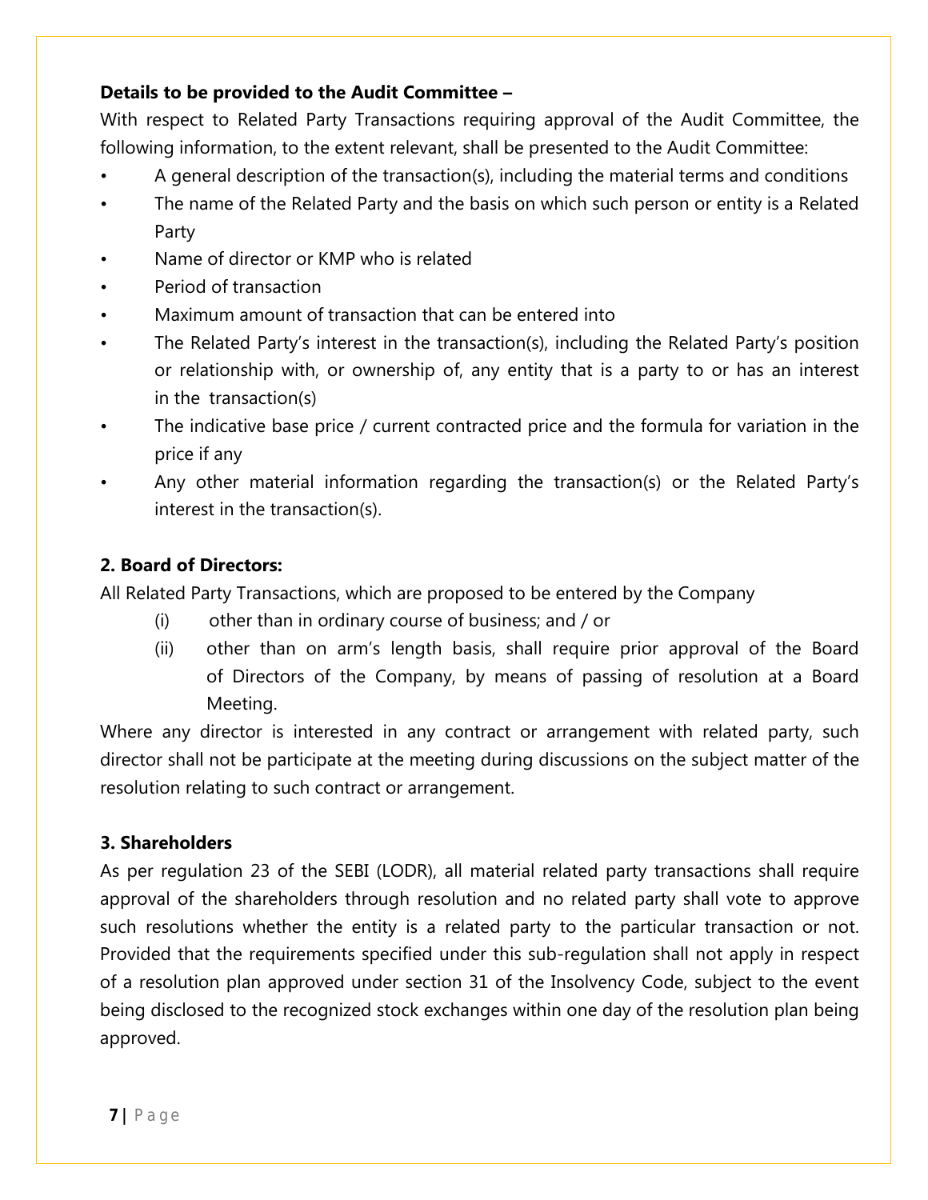**Details to be provided to the Audit Committee –**

With respect to Related Party Transactions requiring approval of the Audit Committee, the following information, to the extent relevant, shall be presented to the Audit Committee:

- A general description of the transaction(s), including the material terms and conditions
- The name of the Related Party and the basis on which such person or entity is a Related Party
- Name of director or KMP who is related
- Period of transaction
- Maximum amount of transaction that can be entered into
- The Related Party's interest in the transaction(s), including the Related Party's position or relationship with, or ownership of, any entity that is a party to or has an interest in the transaction(s)
- The indicative base price / current contracted price and the formula for variation in the price if any
- Any other material information regarding the transaction(s) or the Related Party's interest in the transaction(s).

**2. Board of Directors:**

All Related Party Transactions, which are proposed to be entered by the Company

(i) other than in ordinary course of business; and / or

(ii) other than on arm's length basis, shall require prior approval of the Board of Directors of the Company, by means of passing of resolution at a Board Meeting.

Where any director is interested in any contract or arrangement with related party, such director shall not be participate at the meeting during discussions on the subject matter of the resolution relating to such contract or arrangement.

**3. Shareholders**

As per regulation 23 of the SEBI (LODR), all material related party transactions shall require approval of the shareholders through resolution and no related party shall vote to approve such resolutions whether the entity is a related party to the particular transaction or not. Provided that the requirements specified under this sub-regulation shall not apply in respect of a resolution plan approved under section 31 of the Insolvency Code, subject to the event being disclosed to the recognized stock exchanges within one day of the resolution plan being approved.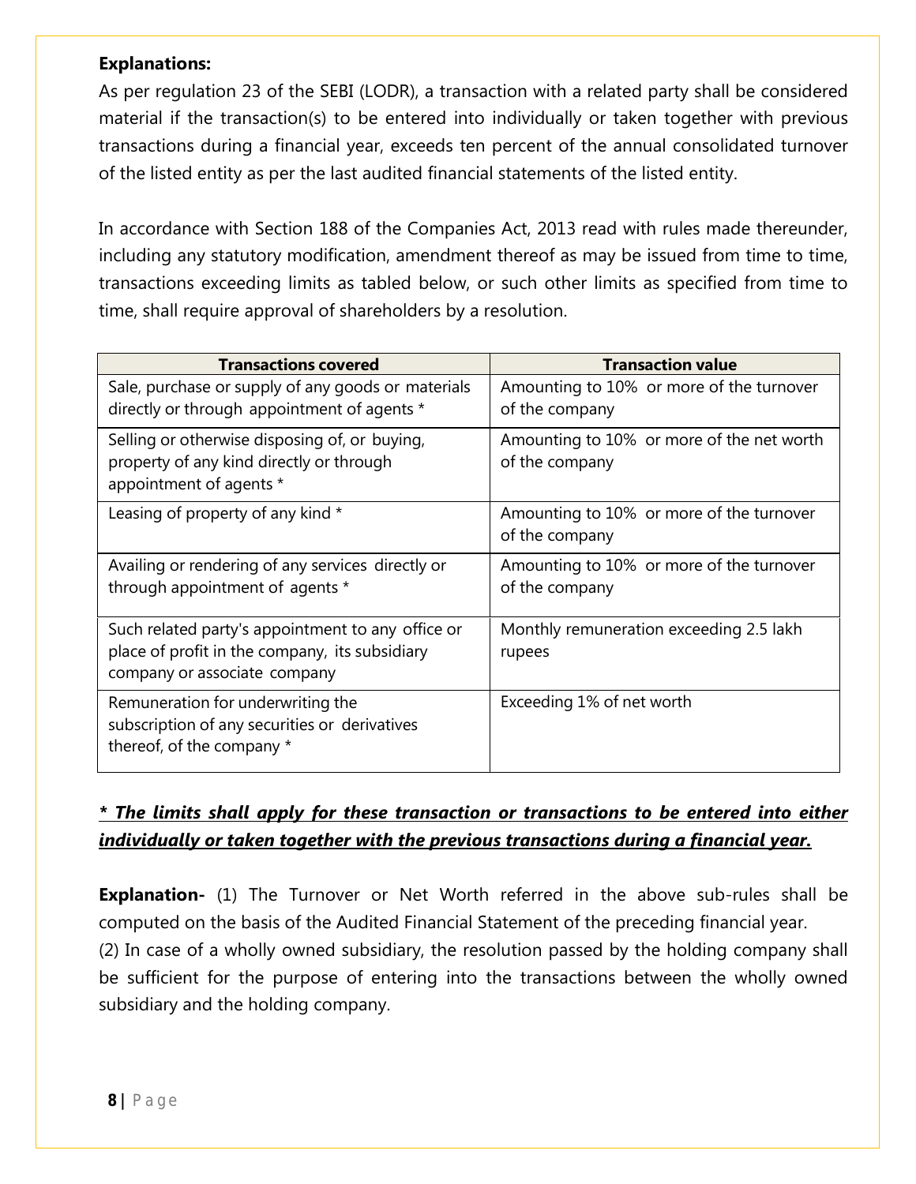**Explanations:**

As per regulation 23 of the SEBI (LODR), a transaction with a related party shall be considered material if the transaction(s) to be entered into individually or taken together with previous transactions during a financial year, exceeds ten percent of the annual consolidated turnover of the listed entity as per the last audited financial statements of the listed entity.

In accordance with Section 188 of the Companies Act, 2013 read with rules made thereunder, including any statutory modification, amendment thereof as may be issued from time to time, transactions exceeding limits as tabled below, or such other limits as specified from time to time, shall require approval of shareholders by a resolution.

| Transactions covered | Transaction value |
| --- | --- |
| Sale, purchase or supply of any goods or materials directly or through appointment of agents * | Amounting to 10% or more of the turnover of the company |
| Selling or otherwise disposing of, or buying, property of any kind directly or through appointment of agents * | Amounting to 10% or more of the net worth of the company |
| Leasing of property of any kind * | Amounting to 10% or more of the turnover of the company |
| Availing or rendering of any services directly or through appointment of agents * | Amounting to 10% or more of the turnover of the company |
| Such related party's appointment to any office or place of profit in the company, its subsidiary company or associate company | Monthly remuneration exceeding 2.5 lakh rupees |
| Remuneration for underwriting the subscription of any securities or derivatives thereof, of the company * | Exceeding 1% of net worth |

***\* The limits shall apply for these transaction or transactions to be entered into either individually or taken together with the previous transactions during a financial year.***

**Explanation-** (1) The Turnover or Net Worth referred in the above sub-rules shall be computed on the basis of the Audited Financial Statement of the preceding financial year.

(2) In case of a wholly owned subsidiary, the resolution passed by the holding company shall be sufficient for the purpose of entering into the transactions between the wholly owned subsidiary and the holding company.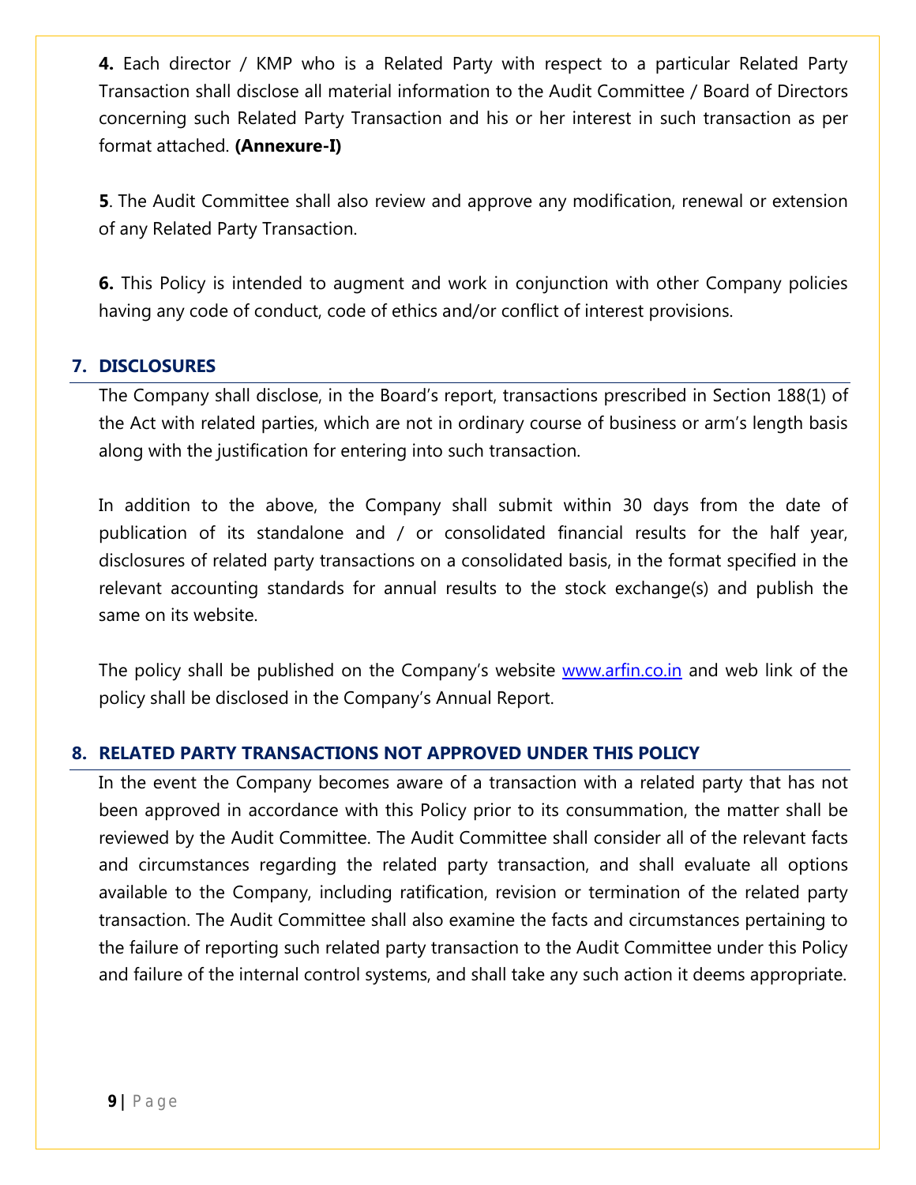**4.** Each director / KMP who is a Related Party with respect to a particular Related Party Transaction shall disclose all material information to the Audit Committee / Board of Directors concerning such Related Party Transaction and his or her interest in such transaction as per format attached. **(Annexure-I)**

**5**. The Audit Committee shall also review and approve any modification, renewal or extension of any Related Party Transaction.

**6.** This Policy is intended to augment and work in conjunction with other Company policies having any code of conduct, code of ethics and/or conflict of interest provisions.

## 7. DISCLOSURES

The Company shall disclose, in the Board's report, transactions prescribed in Section 188(1) of the Act with related parties, which are not in ordinary course of business or arm's length basis along with the justification for entering into such transaction.

In addition to the above, the Company shall submit within 30 days from the date of publication of its standalone and / or consolidated financial results for the half year, disclosures of related party transactions on a consolidated basis, in the format specified in the relevant accounting standards for annual results to the stock exchange(s) and publish the same on its website.

The policy shall be published on the Company's website [www.arfin.co.in](http://www.arfin.co.in) and web link of the policy shall be disclosed in the Company's Annual Report.

## 8. RELATED PARTY TRANSACTIONS NOT APPROVED UNDER THIS POLICY

In the event the Company becomes aware of a transaction with a related party that has not been approved in accordance with this Policy prior to its consummation, the matter shall be reviewed by the Audit Committee. The Audit Committee shall consider all of the relevant facts and circumstances regarding the related party transaction, and shall evaluate all options available to the Company, including ratification, revision or termination of the related party transaction. The Audit Committee shall also examine the facts and circumstances pertaining to the failure of reporting such related party transaction to the Audit Committee under this Policy and failure of the internal control systems, and shall take any such action it deems appropriate.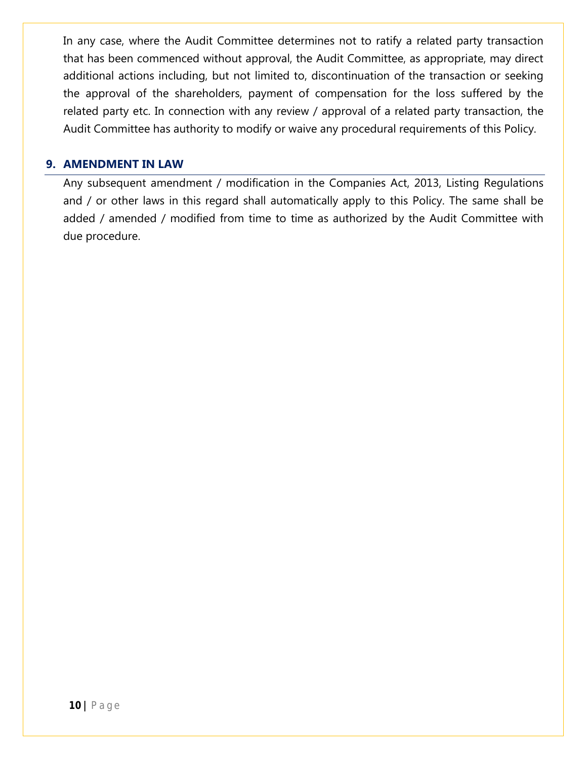In any case, where the Audit Committee determines not to ratify a related party transaction that has been commenced without approval, the Audit Committee, as appropriate, may direct additional actions including, but not limited to, discontinuation of the transaction or seeking the approval of the shareholders, payment of compensation for the loss suffered by the related party etc. In connection with any review / approval of a related party transaction, the Audit Committee has authority to modify or waive any procedural requirements of this Policy.

## 9. AMENDMENT IN LAW

Any subsequent amendment / modification in the Companies Act, 2013, Listing Regulations and / or other laws in this regard shall automatically apply to this Policy. The same shall be added / amended / modified from time to time as authorized by the Audit Committee with due procedure.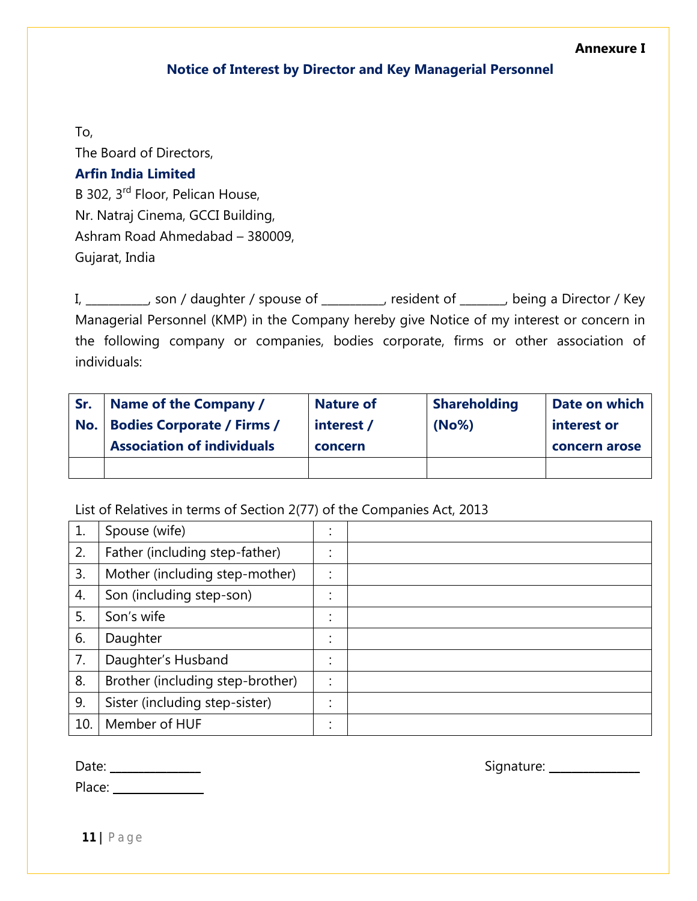**Annexure I**

## Notice of Interest by Director and Key Managerial Personnel

To,
The Board of Directors,
**Arfin India Limited**
B 302, 3rd Floor, Pelican House,
Nr. Natraj Cinema, GCCI Building,
Ashram Road Ahmedabad – 380009,
Gujarat, India

I, __________, son / daughter / spouse of __________, resident of _______, being a Director / Key Managerial Personnel (KMP) in the Company hereby give Notice of my interest or concern in the following company or companies, bodies corporate, firms or other association of individuals:

| Sr. No. | Name of the Company / Bodies Corporate / Firms / Association of individuals | Nature of interest / concern | Shareholding (No%) | Date on which interest or concern arose |
|---|---|---|---|---|
| | | | | |

List of Relatives in terms of Section 2(77) of the Companies Act, 2013

| | | | |
|---|---|---|---|
| 1. | Spouse (wife) | : | |
| 2. | Father (including step-father) | : | |
| 3. | Mother (including step-mother) | : | |
| 4. | Son (including step-son) | : | |
| 5. | Son's wife | : | |
| 6. | Daughter | : | |
| 7. | Daughter's Husband | : | |
| 8. | Brother (including step-brother) | : | |
| 9. | Sister (including step-sister) | : | |
| 10. | Member of HUF | : | |

Date: ______________

Place: ______________

Signature: ______________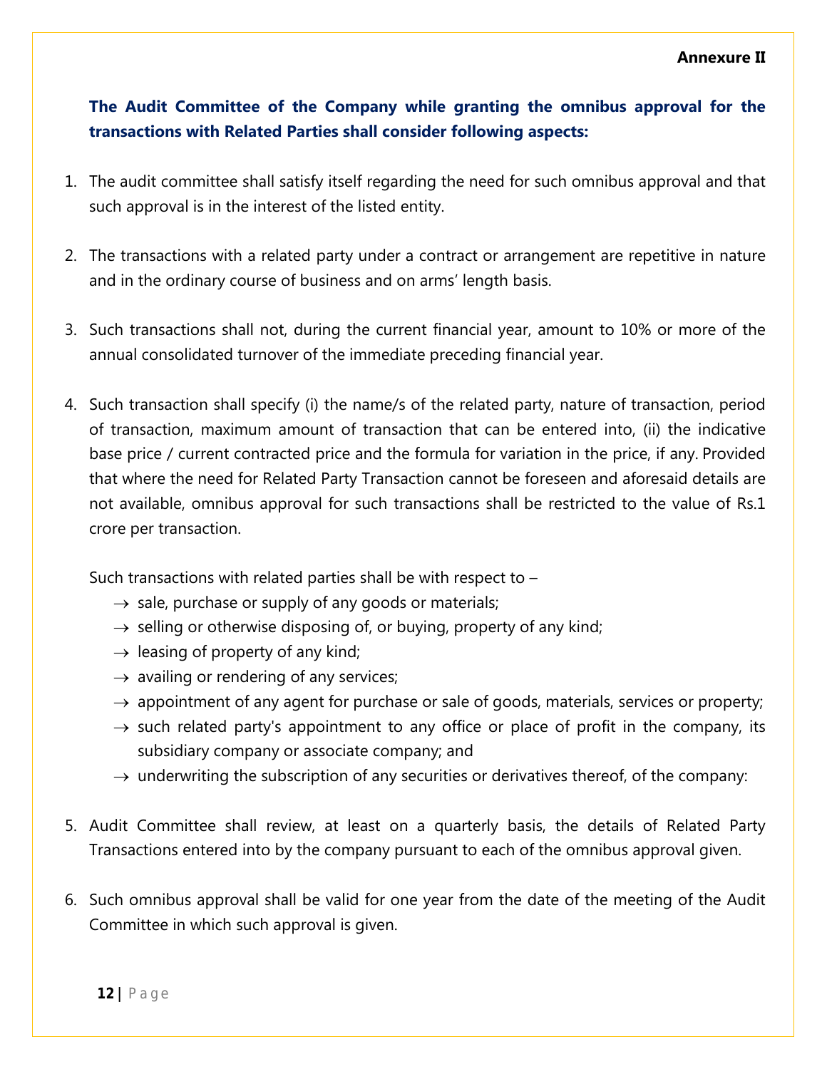**Annexure II**

**The Audit Committee of the Company while granting the omnibus approval for the transactions with Related Parties shall consider following aspects:**

1. The audit committee shall satisfy itself regarding the need for such omnibus approval and that such approval is in the interest of the listed entity.

2. The transactions with a related party under a contract or arrangement are repetitive in nature and in the ordinary course of business and on arms' length basis.

3. Such transactions shall not, during the current financial year, amount to 10% or more of the annual consolidated turnover of the immediate preceding financial year.

4. Such transaction shall specify (i) the name/s of the related party, nature of transaction, period of transaction, maximum amount of transaction that can be entered into, (ii) the indicative base price / current contracted price and the formula for variation in the price, if any. Provided that where the need for Related Party Transaction cannot be foreseen and aforesaid details are not available, omnibus approval for such transactions shall be restricted to the value of Rs.1 crore per transaction.

   Such transactions with related parties shall be with respect to –
   - → sale, purchase or supply of any goods or materials;
   - → selling or otherwise disposing of, or buying, property of any kind;
   - → leasing of property of any kind;
   - → availing or rendering of any services;
   - → appointment of any agent for purchase or sale of goods, materials, services or property;
   - → such related party's appointment to any office or place of profit in the company, its subsidiary company or associate company; and
   - → underwriting the subscription of any securities or derivatives thereof, of the company:

5. Audit Committee shall review, at least on a quarterly basis, the details of Related Party Transactions entered into by the company pursuant to each of the omnibus approval given.

6. Such omnibus approval shall be valid for one year from the date of the meeting of the Audit Committee in which such approval is given.